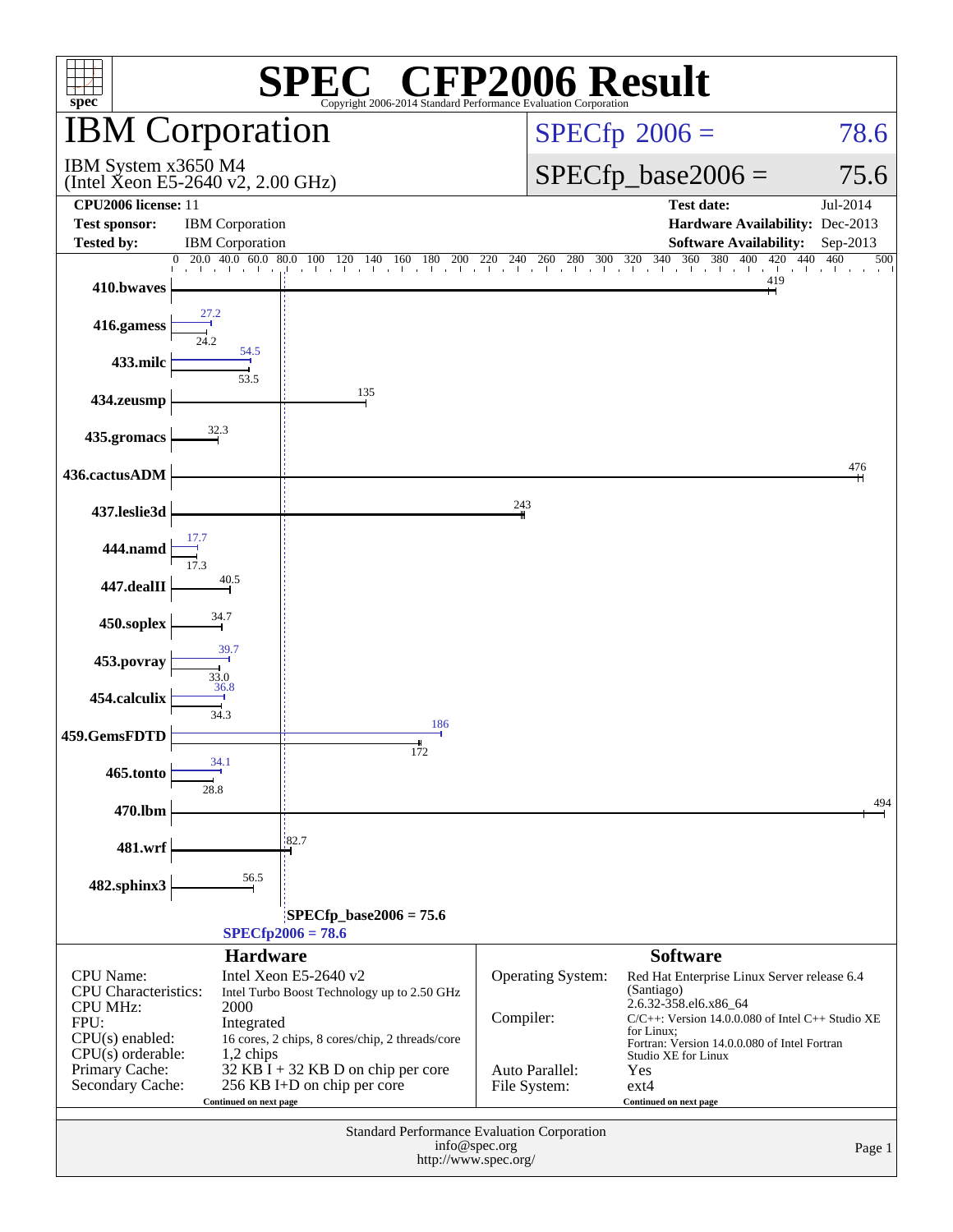# SPEC® CFP2006 Result

Copyright 2006-2014 Standard Performance Evaluation Corporation

## IBM Corporation

IBM System x3650 M4
(Intel Xeon E5-2640 v2, 2.00 GHz)

SPECfp 2006 = 78.6

SPECfp_base2006 = 75.6

**CPU2006 license:** 11
**Test sponsor:** IBM Corporation
**Tested by:** IBM Corporation

**Test date:** Jul-2014
**Hardware Availability:** Dec-2013
**Software Availability:** Sep-2013

| Benchmark | Peak | Base |
|---|---|---|
| 410.bwaves | | 419 |
| 416.gamess | 27.2 | 24.2 |
| 433.milc | 54.5 | 53.5 |
| 434.zeusmp | | 135 |
| 435.gromacs | | 32.3 |
| 436.cactusADM | | 476 |
| 437.leslie3d | | 243 |
| 444.namd | 17.7 | 17.3 |
| 447.dealII | | 40.5 |
| 450.soplex | | 34.7 |
| 453.povray | 39.7 | 33.0 |
| 454.calculix | 36.8 | 34.3 |
| 459.GemsFDTD | 186 | 172 |
| 465.tonto | 34.1 | 28.8 |
| 470.lbm | | 494 |
| 481.wrf | | 82.7 |
| 482.sphinx3 | | 56.5 |

SPECfp_base2006 = 75.6
SPECfp2006 = 78.6

### Hardware

| | |
|---|---|
| CPU Name: | Intel Xeon E5-2640 v2 |
| CPU Characteristics: | Intel Turbo Boost Technology up to 2.50 GHz |
| CPU MHz: | 2000 |
| FPU: | Integrated |
| CPU(s) enabled: | 16 cores, 2 chips, 8 cores/chip, 2 threads/core |
| CPU(s) orderable: | 1,2 chips |
| Primary Cache: | 32 KB I + 32 KB D on chip per core |
| Secondary Cache: | 256 KB I+D on chip per core |

Continued on next page

### Software

| | |
|---|---|
| Operating System: | Red Hat Enterprise Linux Server release 6.4 (Santiago) 2.6.32-358.el6.x86_64 |
| Compiler: | C/C++: Version 14.0.0.080 of Intel C++ Studio XE for Linux; Fortran: Version 14.0.0.080 of Intel Fortran Studio XE for Linux |
| Auto Parallel: | Yes |
| File System: | ext4 |

Continued on next page

Standard Performance Evaluation Corporation
info@spec.org
http://www.spec.org/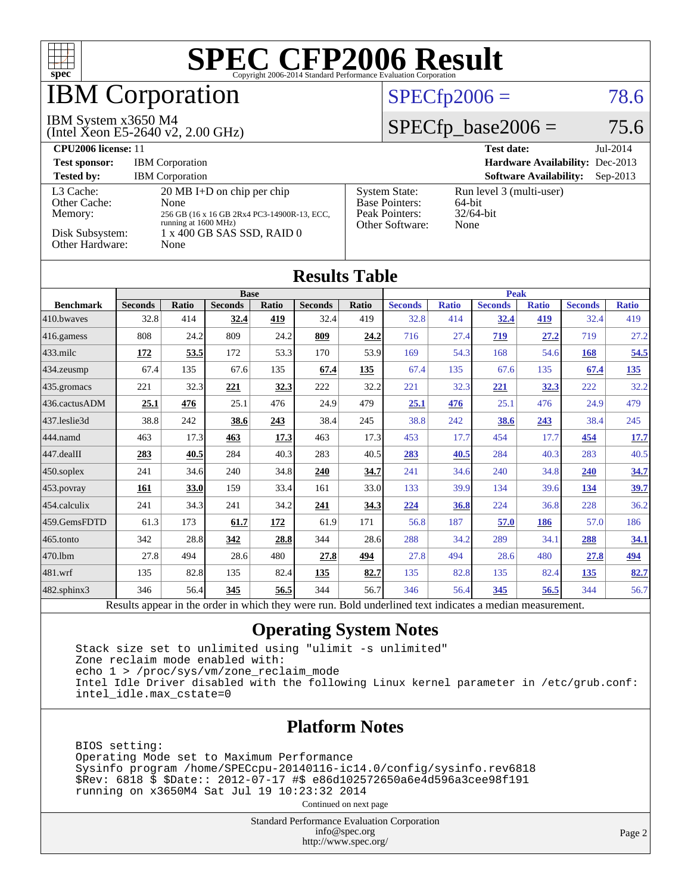# SPEC CFP2006 Result

Copyright 2006-2014 Standard Performance Evaluation Corporation

# IBM Corporation

IBM System x3650 M4
(Intel Xeon E5-2640 v2, 2.00 GHz)

SPECfp2006 = 78.6

SPECfp_base2006 = 75.6

**CPU2006 license:** 11 | **Test date:** Jul-2014

**Test sponsor:** IBM Corporation | **Hardware Availability:** Dec-2013

**Tested by:** IBM Corporation | **Software Availability:** Sep-2013

| | |
|---|---|
| L3 Cache: | 20 MB I+D on chip per chip |
| Other Cache: | None |
| Memory: | 256 GB (16 x 16 GB 2Rx4 PC3-14900R-13, ECC, running at 1600 MHz) |
| Disk Subsystem: | 1 x 400 GB SAS SSD, RAID 0 |
| Other Hardware: | None |

| | |
|---|---|
| System State: | Run level 3 (multi-user) |
| Base Pointers: | 64-bit |
| Peak Pointers: | 32/64-bit |
| Other Software: | None |

## Results Table

| Benchmark | Base | | | | | | Peak | | | | | |
|---|---|---|---|---|---|---|---|---|---|---|---|---|
| | Seconds | Ratio | Seconds | Ratio | Seconds | Ratio | Seconds | Ratio | Seconds | Ratio | Seconds | Ratio |
| 410.bwaves | 32.8 | 414 | **32.4** | **419** | 32.4 | 419 | 32.8 | 414 | **32.4** | **419** | 32.4 | 419 |
| 416.gamess | 808 | 24.2 | 809 | 24.2 | **809** | **24.2** | 716 | 27.4 | **719** | **27.2** | 719 | 27.2 |
| 433.milc | **172** | **53.5** | 172 | 53.3 | 170 | 53.9 | 169 | 54.3 | 168 | 54.6 | **168** | **54.5** |
| 434.zeusmp | 67.4 | 135 | 67.6 | 135 | **67.4** | **135** | 67.4 | 135 | 67.6 | 135 | **67.4** | **135** |
| 435.gromacs | 221 | 32.3 | **221** | **32.3** | 222 | 32.2 | 221 | 32.3 | **221** | **32.3** | 222 | 32.2 |
| 436.cactusADM | **25.1** | **476** | 25.1 | 476 | 24.9 | 479 | **25.1** | **476** | 25.1 | 476 | 24.9 | 479 |
| 437.leslie3d | 38.8 | 242 | **38.6** | **243** | 38.4 | 245 | 38.8 | 242 | **38.6** | **243** | 38.4 | 245 |
| 444.namd | 463 | 17.3 | **463** | **17.3** | 463 | 17.3 | 453 | 17.7 | 454 | 17.7 | **454** | **17.7** |
| 447.dealII | **283** | **40.5** | 284 | 40.3 | 283 | 40.5 | **283** | **40.5** | 284 | 40.3 | 283 | 40.5 |
| 450.soplex | 241 | 34.6 | 240 | 34.8 | **240** | **34.7** | 241 | 34.6 | 240 | 34.8 | **240** | **34.7** |
| 453.povray | **161** | **33.0** | 159 | 33.4 | 161 | 33.0 | 133 | 39.9 | 134 | 39.6 | **134** | **39.7** |
| 454.calculix | 241 | 34.3 | 241 | 34.2 | **241** | **34.3** | **224** | **36.8** | 224 | 36.8 | 228 | 36.2 |
| 459.GemsFDTD | 61.3 | 173 | **61.7** | **172** | 61.9 | 171 | 56.8 | 187 | **57.0** | **186** | 57.0 | 186 |
| 465.tonto | 342 | 28.8 | **342** | **28.8** | 344 | 28.6 | 288 | 34.2 | 289 | 34.1 | **288** | **34.1** |
| 470.lbm | 27.8 | 494 | 28.6 | 480 | **27.8** | **494** | 27.8 | 494 | 28.6 | 480 | **27.8** | **494** |
| 481.wrf | 135 | 82.8 | 135 | 82.4 | **135** | **82.7** | 135 | 82.8 | 135 | 82.4 | **135** | **82.7** |
| 482.sphinx3 | 346 | 56.4 | **345** | **56.5** | 344 | 56.7 | 346 | 56.4 | **345** | **56.5** | 344 | 56.7 |

Results appear in the order in which they were run. Bold underlined text indicates a median measurement.

## Operating System Notes

```
Stack size set to unlimited using "ulimit -s unlimited"
Zone reclaim mode enabled with:
echo 1 > /proc/sys/vm/zone_reclaim_mode
Intel Idle Driver disabled with the following Linux kernel parameter in /etc/grub.conf:
intel_idle.max_cstate=0
```

## Platform Notes

```
BIOS setting:
Operating Mode set to Maximum Performance
Sysinfo program /home/SPECcpu-20140116-ic14.0/config/sysinfo.rev6818
$Rev: 6818 $ $Date:: 2012-07-17 #$ e86d102572650a6e4d596a3cee98f191
running on x3650M4 Sat Jul 19 10:23:32 2014
```

Continued on next page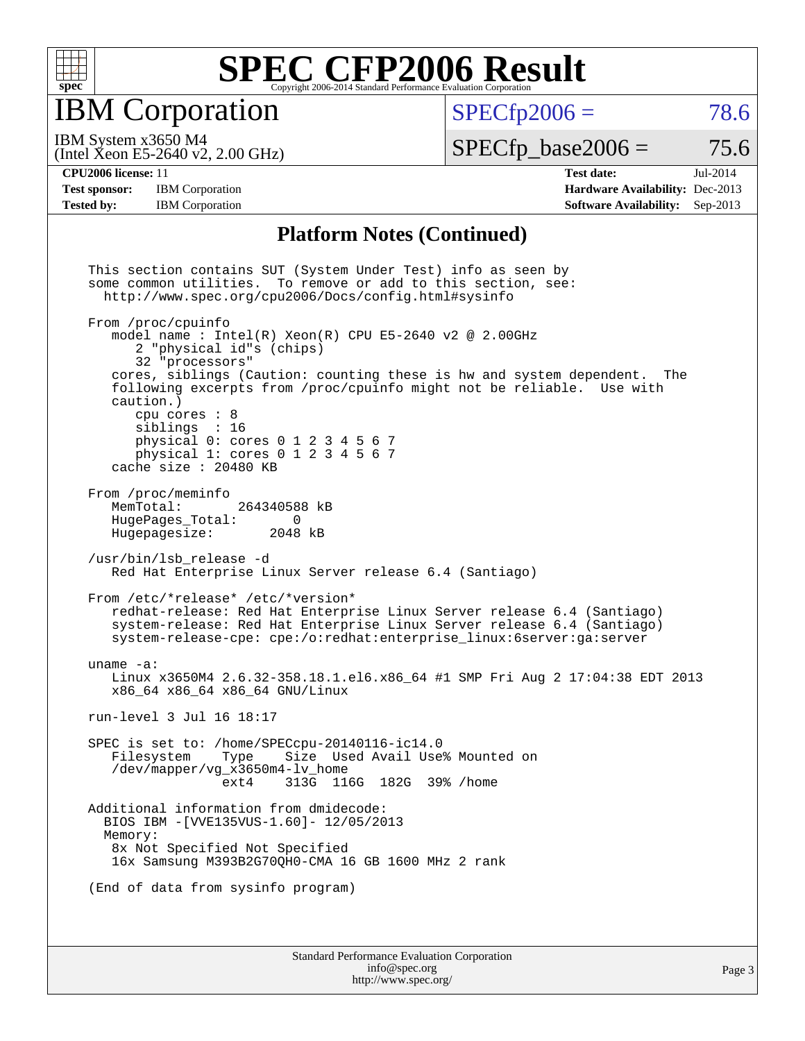# SPEC CFP2006 Result

Copyright 2006-2014 Standard Performance Evaluation Corporation

## IBM Corporation

IBM System x3650 M4
(Intel Xeon E5-2640 v2, 2.00 GHz)

SPECfp2006 = 78.6

SPECfp_base2006 = 75.6

| | | | |
|---|---|---|---|
| **CPU2006 license:** 11 | | **Test date:** | Jul-2014 |
| **Test sponsor:** | IBM Corporation | **Hardware Availability:** | Dec-2013 |
| **Tested by:** | IBM Corporation | **Software Availability:** | Sep-2013 |

### Platform Notes (Continued)

```
This section contains SUT (System Under Test) info as seen by
some common utilities.  To remove or add to this section, see:
  http://www.spec.org/cpu2006/Docs/config.html#sysinfo

From /proc/cpuinfo
   model name : Intel(R) Xeon(R) CPU E5-2640 v2 @ 2.00GHz
      2 "physical id"s (chips)
      32 "processors"
   cores, siblings (Caution: counting these is hw and system dependent.  The
   following excerpts from /proc/cpuinfo might not be reliable.  Use with
   caution.)
      cpu cores : 8
      siblings  : 16
      physical 0: cores 0 1 2 3 4 5 6 7
      physical 1: cores 0 1 2 3 4 5 6 7
   cache size : 20480 KB

From /proc/meminfo
   MemTotal:       264340588 kB
   HugePages_Total:       0
   Hugepagesize:       2048 kB

/usr/bin/lsb_release -d
   Red Hat Enterprise Linux Server release 6.4 (Santiago)

From /etc/*release* /etc/*version*
   redhat-release: Red Hat Enterprise Linux Server release 6.4 (Santiago)
   system-release: Red Hat Enterprise Linux Server release 6.4 (Santiago)
   system-release-cpe: cpe:/o:redhat:enterprise_linux:6server:ga:server

uname -a:
   Linux x3650M4 2.6.32-358.18.1.el6.x86_64 #1 SMP Fri Aug 2 17:04:38 EDT 2013
   x86_64 x86_64 x86_64 GNU/Linux

run-level 3 Jul 16 18:17

SPEC is set to: /home/SPECcpu-20140116-ic14.0
   Filesystem     Type    Size  Used Avail Use% Mounted on
   /dev/mapper/vg_x3650m4-lv_home
                  ext4    313G  116G  182G  39% /home

Additional information from dmidecode:
  BIOS IBM -[VVE135VUS-1.60]- 12/05/2013
  Memory:
   8x Not Specified Not Specified
   16x Samsung M393B2G70QH0-CMA 16 GB 1600 MHz 2 rank

(End of data from sysinfo program)
```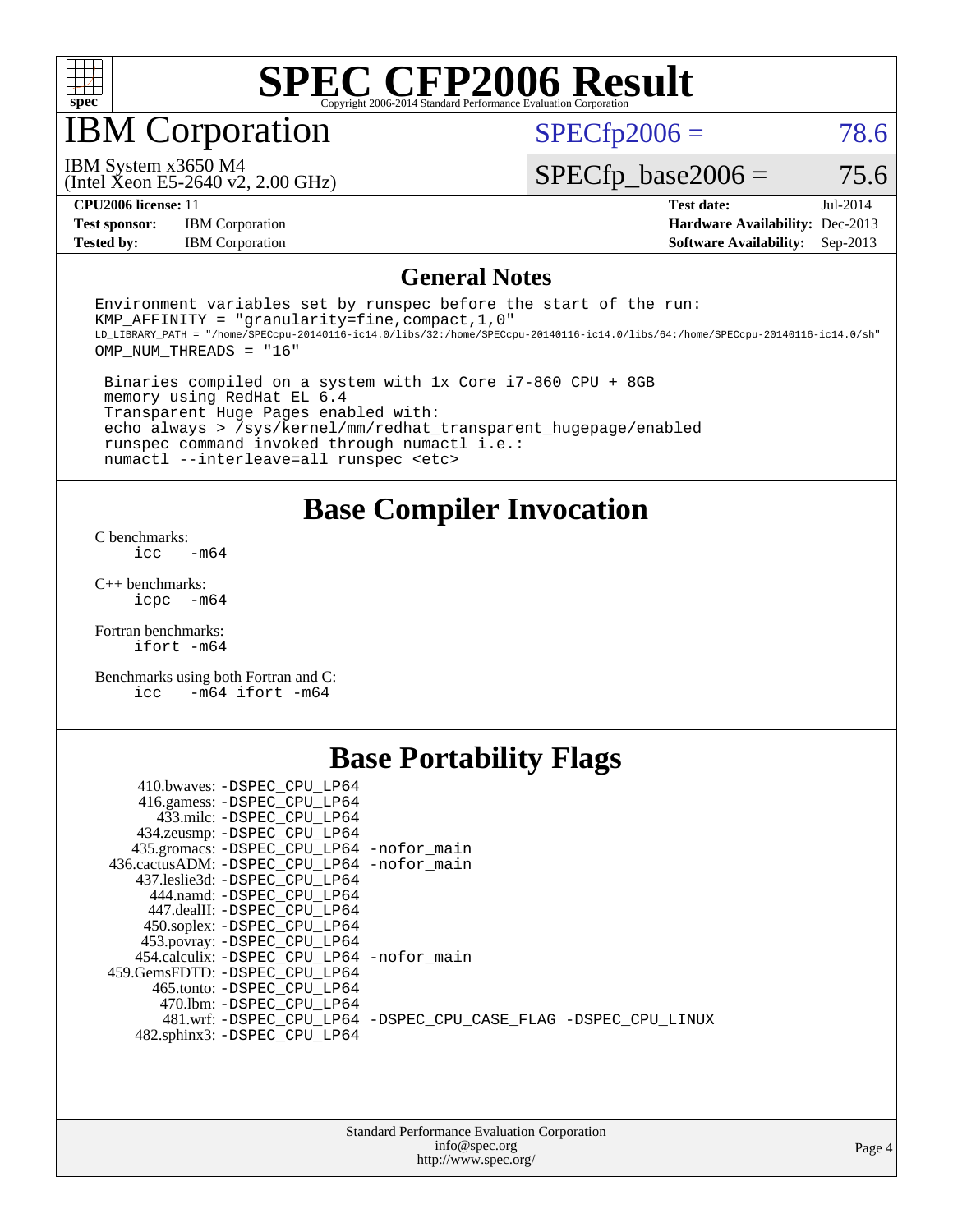# SPEC CFP2006 Result

Copyright 2006-2014 Standard Performance Evaluation Corporation

## IBM Corporation

IBM System x3650 M4
(Intel Xeon E5-2640 v2, 2.00 GHz)

SPECfp2006 = 78.6

SPECfp_base2006 = 75.6

| | | | |
|---|---|---|---|
| **CPU2006 license:** 11 | | **Test date:** | Jul-2014 |
| **Test sponsor:** | IBM Corporation | **Hardware Availability:** | Dec-2013 |
| **Tested by:** | IBM Corporation | **Software Availability:** | Sep-2013 |

## General Notes

```
Environment variables set by runspec before the start of the run:
KMP_AFFINITY = "granularity=fine,compact,1,0"
LD_LIBRARY_PATH = "/home/SPECcpu-20140116-ic14.0/libs/32:/home/SPECcpu-20140116-ic14.0/libs/64:/home/SPECcpu-20140116-ic14.0/sh"
OMP_NUM_THREADS = "16"

 Binaries compiled on a system with 1x Core i7-860 CPU + 8GB
 memory using RedHat EL 6.4
 Transparent Huge Pages enabled with:
 echo always > /sys/kernel/mm/redhat_transparent_hugepage/enabled
 runspec command invoked through numactl i.e.:
 numactl --interleave=all runspec <etc>
```

## Base Compiler Invocation

C benchmarks:
```
icc   -m64
```

C++ benchmarks:
```
icpc  -m64
```

Fortran benchmarks:
```
ifort -m64
```

Benchmarks using both Fortran and C:
```
icc   -m64 ifort -m64
```

## Base Portability Flags

```
     410.bwaves: -DSPEC_CPU_LP64
     416.gamess: -DSPEC_CPU_LP64
       433.milc: -DSPEC_CPU_LP64
     434.zeusmp: -DSPEC_CPU_LP64
    435.gromacs: -DSPEC_CPU_LP64 -nofor_main
 436.cactusADM: -DSPEC_CPU_LP64 -nofor_main
    437.leslie3d: -DSPEC_CPU_LP64
      444.namd: -DSPEC_CPU_LP64
     447.dealII: -DSPEC_CPU_LP64
     450.soplex: -DSPEC_CPU_LP64
     453.povray: -DSPEC_CPU_LP64
   454.calculix: -DSPEC_CPU_LP64 -nofor_main
 459.GemsFDTD: -DSPEC_CPU_LP64
      465.tonto: -DSPEC_CPU_LP64
        470.lbm: -DSPEC_CPU_LP64
        481.wrf: -DSPEC_CPU_LP64 -DSPEC_CPU_CASE_FLAG -DSPEC_CPU_LINUX
    482.sphinx3: -DSPEC_CPU_LP64
```

Standard Performance Evaluation Corporation
info@spec.org
http://www.spec.org/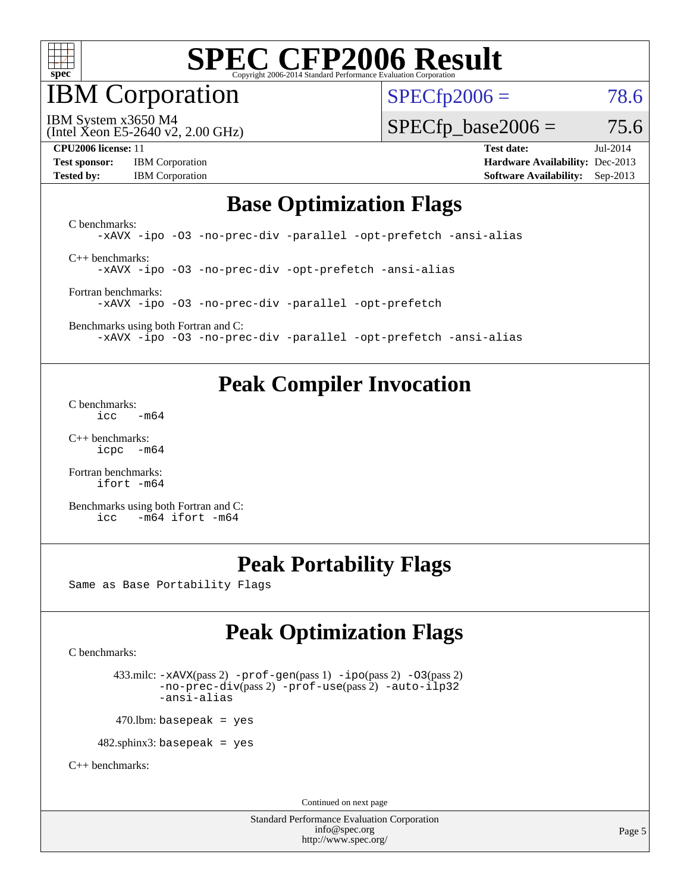# SPEC CFP2006 Result

Copyright 2006-2014 Standard Performance Evaluation Corporation

## IBM Corporation

IBM System x3650 M4
(Intel Xeon E5-2640 v2, 2.00 GHz)

SPECfp2006 = 78.6

SPECfp_base2006 = 75.6

| | | | |
|---|---|---|---|
| **CPU2006 license:** 11 | | **Test date:** | Jul-2014 |
| **Test sponsor:** | IBM Corporation | **Hardware Availability:** | Dec-2013 |
| **Tested by:** | IBM Corporation | **Software Availability:** | Sep-2013 |

## Base Optimization Flags

C benchmarks:
```
-xAVX -ipo -O3 -no-prec-div -parallel -opt-prefetch -ansi-alias
```

C++ benchmarks:
```
-xAVX -ipo -O3 -no-prec-div -opt-prefetch -ansi-alias
```

Fortran benchmarks:
```
-xAVX -ipo -O3 -no-prec-div -parallel -opt-prefetch
```

Benchmarks using both Fortran and C:
```
-xAVX -ipo -O3 -no-prec-div -parallel -opt-prefetch -ansi-alias
```

## Peak Compiler Invocation

C benchmarks:
```
icc   -m64
```

C++ benchmarks:
```
icpc  -m64
```

Fortran benchmarks:
```
ifort -m64
```

Benchmarks using both Fortran and C:
```
icc   -m64 ifort -m64
```

## Peak Portability Flags

Same as Base Portability Flags

## Peak Optimization Flags

C benchmarks:

433.milc: -xAVX(pass 2) -prof-gen(pass 1) -ipo(pass 2) -O3(pass 2) -no-prec-div(pass 2) -prof-use(pass 2) -auto-ilp32 -ansi-alias

470.lbm: basepeak = yes

482.sphinx3: basepeak = yes

C++ benchmarks:

Continued on next page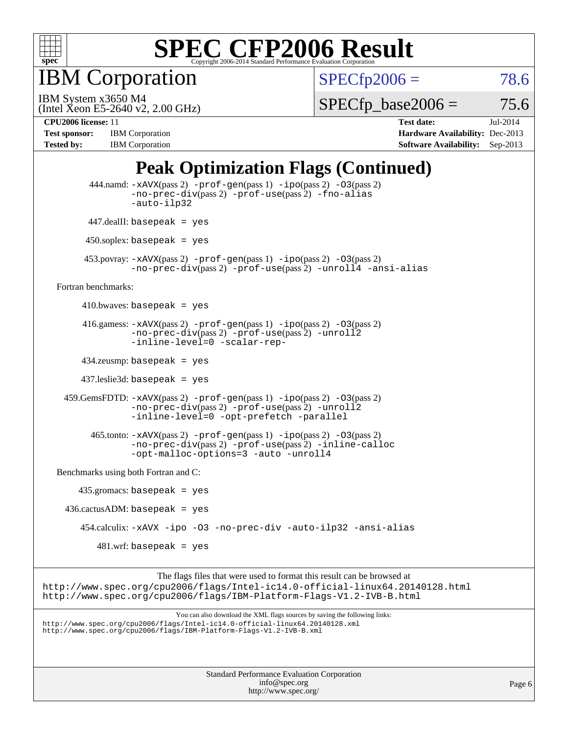# SPEC CFP2006 Result

Copyright 2006-2014 Standard Performance Evaluation Corporation

## IBM Corporation

IBM System x3650 M4
(Intel Xeon E5-2640 v2, 2.00 GHz)

SPECfp2006 = 78.6

SPECfp_base2006 = 75.6

**CPU2006 license:** 11
**Test sponsor:** IBM Corporation
**Tested by:** IBM Corporation

**Test date:** Jul-2014
**Hardware Availability:** Dec-2013
**Software Availability:** Sep-2013

## Peak Optimization Flags (Continued)

444.namd: `-xAVX`(pass 2) `-prof-gen`(pass 1) `-ipo`(pass 2) `-O3`(pass 2) `-no-prec-div`(pass 2) `-prof-use`(pass 2) `-fno-alias` `-auto-ilp32`

447.dealII: `basepeak = yes`

450.soplex: `basepeak = yes`

453.povray: `-xAVX`(pass 2) `-prof-gen`(pass 1) `-ipo`(pass 2) `-O3`(pass 2) `-no-prec-div`(pass 2) `-prof-use`(pass 2) `-unroll4` `-ansi-alias`

Fortran benchmarks:

410.bwaves: `basepeak = yes`

416.gamess: `-xAVX`(pass 2) `-prof-gen`(pass 1) `-ipo`(pass 2) `-O3`(pass 2) `-no-prec-div`(pass 2) `-prof-use`(pass 2) `-unroll2` `-inline-level=0` `-scalar-rep-`

434.zeusmp: `basepeak = yes`

437.leslie3d: `basepeak = yes`

459.GemsFDTD: `-xAVX`(pass 2) `-prof-gen`(pass 1) `-ipo`(pass 2) `-O3`(pass 2) `-no-prec-div`(pass 2) `-prof-use`(pass 2) `-unroll2` `-inline-level=0` `-opt-prefetch` `-parallel`

465.tonto: `-xAVX`(pass 2) `-prof-gen`(pass 1) `-ipo`(pass 2) `-O3`(pass 2) `-no-prec-div`(pass 2) `-prof-use`(pass 2) `-inline-calloc` `-opt-malloc-options=3` `-auto` `-unroll4`

Benchmarks using both Fortran and C:

435.gromacs: `basepeak = yes`

436.cactusADM: `basepeak = yes`

454.calculix: `-xAVX -ipo -O3 -no-prec-div -auto-ilp32 -ansi-alias`

481.wrf: `basepeak = yes`

The flags files that were used to format this result can be browsed at
http://www.spec.org/cpu2006/flags/Intel-ic14.0-official-linux64.20140128.html
http://www.spec.org/cpu2006/flags/IBM-Platform-Flags-V1.2-IVB-B.html

You can also download the XML flags sources by saving the following links:
http://www.spec.org/cpu2006/flags/Intel-ic14.0-official-linux64.20140128.xml
http://www.spec.org/cpu2006/flags/IBM-Platform-Flags-V1.2-IVB-B.xml

Standard Performance Evaluation Corporation
info@spec.org
http://www.spec.org/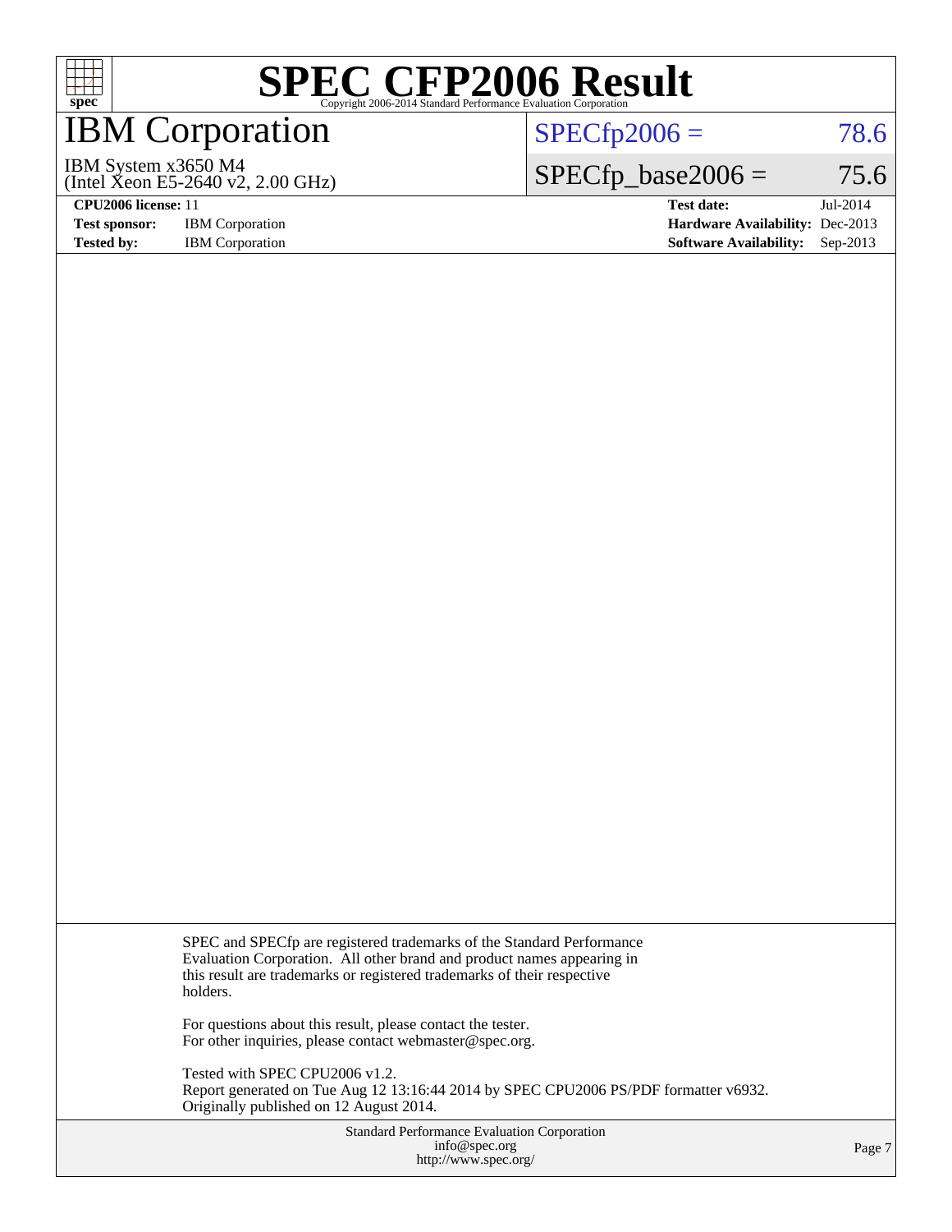# SPEC CFP2006 Result

Copyright 2006-2014 Standard Performance Evaluation Corporation

## IBM Corporation

IBM System x3650 M4
(Intel Xeon E5-2640 v2, 2.00 GHz)

SPECfp2006 = 78.6

SPECfp_base2006 = 75.6

**CPU2006 license:** 11
**Test sponsor:** IBM Corporation
**Tested by:** IBM Corporation

**Test date:** Jul-2014
**Hardware Availability:** Dec-2013
**Software Availability:** Sep-2013

SPEC and SPECfp are registered trademarks of the Standard Performance Evaluation Corporation. All other brand and product names appearing in this result are trademarks or registered trademarks of their respective holders.

For questions about this result, please contact the tester.
For other inquiries, please contact webmaster@spec.org.

Tested with SPEC CPU2006 v1.2.
Report generated on Tue Aug 12 13:16:44 2014 by SPEC CPU2006 PS/PDF formatter v6932.
Originally published on 12 August 2014.

Standard Performance Evaluation Corporation
info@spec.org
http://www.spec.org/